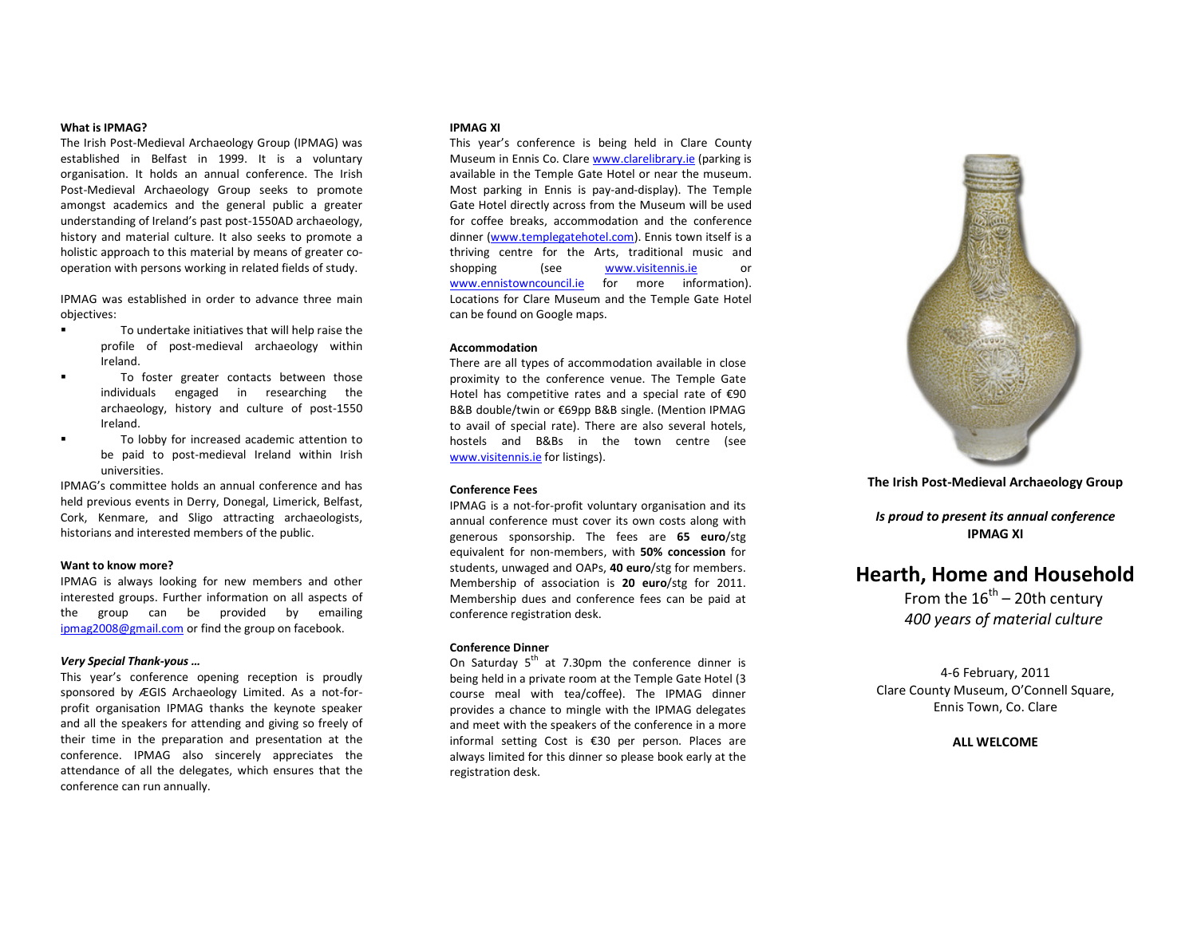### What is IPMAG?

The Irish Post-Medieval Archaeology Group (IPMAG) was established in Belfast in 1999. It is a voluntary organisation. It holds an annual conference. The Irish Post-Medieval Archaeology Group seeks to promote amongst academics and the general public a greater understanding of Ireland's past post-1550AD archaeology, history and material culture. It also seeks to promote a holistic approach to this material by means of greater co-operation with persons working in related fields of study.

IPMAG was established in order to advance three main objectives:

- To undertake initiatives that will help raise the profile of post-medieval archaeology within Ireland.
- To foster greater contacts between those individuals engaged in researching the archaeology, history and culture of post-1550 Ireland.
- To lobby for increased academic attention to be paid to post-medieval Ireland within Irish universities.

IPMAG's committee holds an annual conference and has held previous events in Derry, Donegal, Limerick, Belfast, Cork, Kenmare, and Sligo attracting archaeologists, historians and interested members of the public.

### Want to know more?

IPMAG is always looking for new members and other interested groups. Further information on all aspects of the group can be provided by emailing ipmag2008@gmail.com or find the group on facebook.

### *Very Special Thank-yous …*

This year's conference opening reception is proudly sponsored by ÆGIS Archaeology Limited. As a not-for-profit organisation IPMAG thanks the keynote speaker and all the speakers for attending and giving so freely of their time in the preparation and presentation at the conference. IPMAG also sincerely appreciates the attendance of all the delegates, which ensures that the conference can run annually.

### IPMAG XI

This year's conference is being held in Clare County Museum in Ennis Co. Clare www.clarelibrary.ie (parking is available in the Temple Gate Hotel or near the museum. Most parking in Ennis is pay-and-display). The Temple Gate Hotel directly across from the Museum will be used for coffee breaks, accommodation and the conference dinner (www.templegatehotel.com). Ennis town itself is a thriving centre for the Arts, traditional music and shopping (see www.visitennis.ie or www.ennistowncouncil.ie for more information). Locations for Clare Museum and the Temple Gate Hotel can be found on Google maps.

### Accommodation

There are all types of accommodation available in close proximity to the conference venue. The Temple Gate Hotel has competitive rates and a special rate of €90 B&B double/twin or €69pp B&B single. (Mention IPMAG to avail of special rate). There are also several hotels, hostels and B&Bs in the town centre (see www.visitennis.ie for listings).

### Conference Fees

IPMAG is a not-for-profit voluntary organisation and its annual conference must cover its own costs along with generous sponsorship. The fees are **65 euro**/stg equivalent for non-members, with **50% concession** for students, unwaged and OAPs, **40 euro**/stg for members. Membership of association is **20 euro**/stg for 2011. Membership dues and conference fees can be paid at conference registration desk.

### Conference Dinner

On Saturday 5th at 7.30pm the conference dinner is being held in a private room at the Temple Gate Hotel (3 course meal with tea/coffee). The IPMAG dinner provides a chance to mingle with the IPMAG delegates and meet with the speakers of the conference in a more informal setting Cost is €30 per person. Places are always limited for this dinner so please book early at the registration desk.

**The Irish Post-Medieval Archaeology Group**

***Is proud to present its annual conference***
**IPMAG XI**

# Hearth, Home and Household

From the 16th – 20th century

*400 years of material culture*

4-6 February, 2011
Clare County Museum, O'Connell Square,
Ennis Town, Co. Clare

**ALL WELCOME**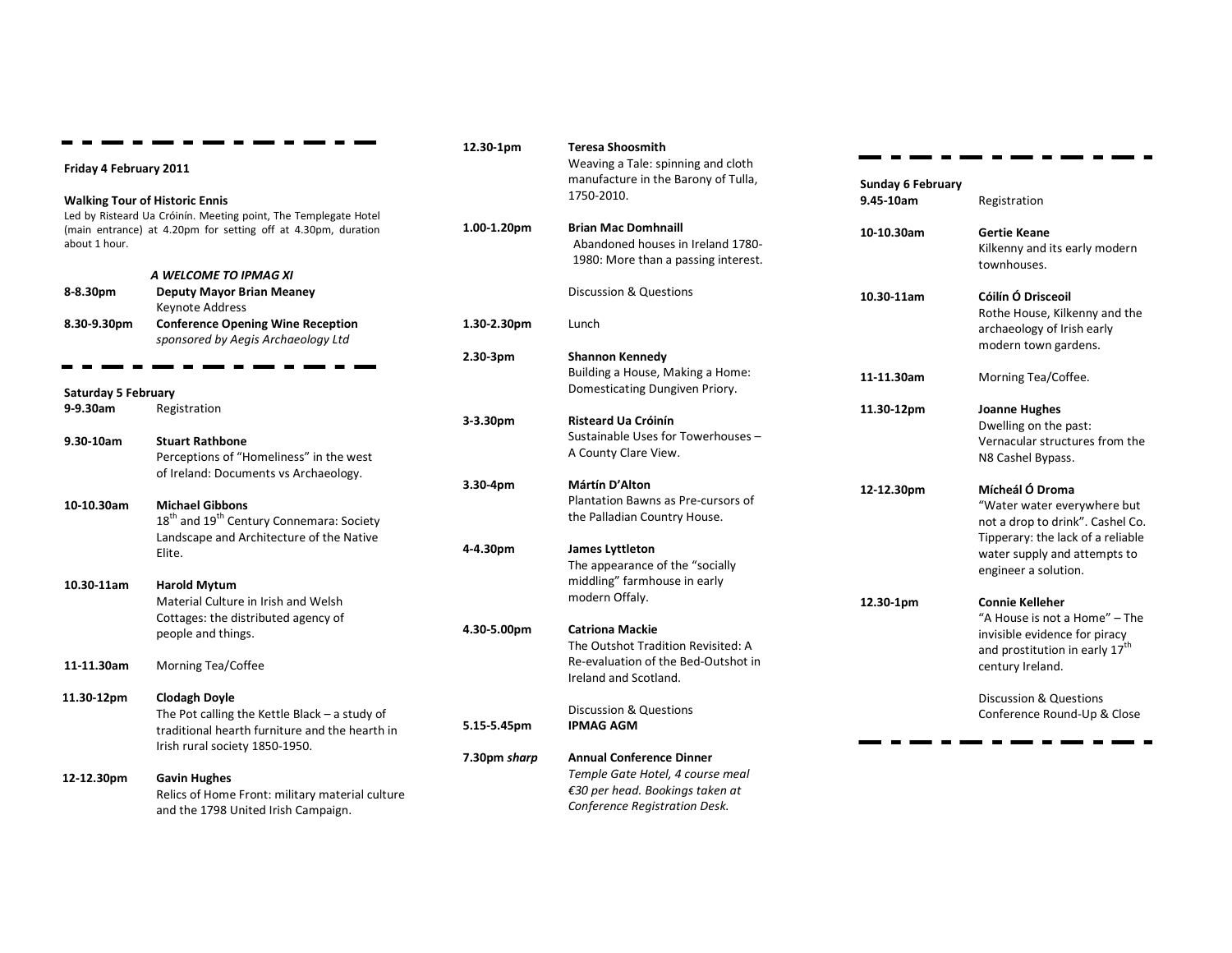## Friday 4 February 2011

**Walking Tour of Historic Ennis**
Led by Risteard Ua Cróinín. Meeting point, The Templegate Hotel (main entrance) at 4.20pm for setting off at 4.30pm, duration about 1 hour.

*A WELCOME TO IPMAG XI*

| | | |
|---|---|---|
| 8-8.30pm | **Deputy Mayor Brian Meaney** | Keynote Address |
| 8.30-9.30pm | **Conference Opening Wine Reception** | *sponsored by Aegis Archaeology Ltd* |

## Saturday 5 February

| | | |
|---|---|---|
| 9-9.30am | Registration | |
| 9.30-10am | **Stuart Rathbone** | Perceptions of "Homeliness" in the west of Ireland: Documents vs Archaeology. |
| 10-10.30am | **Michael Gibbons** | 18th and 19th Century Connemara: Society Landscape and Architecture of the Native Elite. |
| 10.30-11am | **Harold Mytum** | Material Culture in Irish and Welsh Cottages: the distributed agency of people and things. |
| 11-11.30am | Morning Tea/Coffee | |
| 11.30-12pm | **Clodagh Doyle** | The Pot calling the Kettle Black – a study of traditional hearth furniture and the hearth in Irish rural society 1850-1950. |
| 12-12.30pm | **Gavin Hughes** | Relics of Home Front: military material culture and the 1798 United Irish Campaign. |
| 12.30-1pm | **Teresa Shoosmith** | Weaving a Tale: spinning and cloth manufacture in the Barony of Tulla, 1750-2010. |
| 1.00-1.20pm | **Brian Mac Domhnaill** | Abandoned houses in Ireland 1780-1980: More than a passing interest. |
| | Discussion & Questions | |
| 1.30-2.30pm | Lunch | |
| 2.30-3pm | **Shannon Kennedy** | Building a House, Making a Home: Domesticating Dungiven Priory. |
| 3-3.30pm | **Risteard Ua Cróinín** | Sustainable Uses for Towerhouses – A County Clare View. |
| 3.30-4pm | **Mártín D'Alton** | Plantation Bawns as Pre-cursors of the Palladian Country House. |
| 4-4.30pm | **James Lyttleton** | The appearance of the "socially middling" farmhouse in early modern Offaly. |
| 4.30-5.00pm | **Catriona Mackie** | The Outshot Tradition Revisited: A Re-evaluation of the Bed-Outshot in Ireland and Scotland. |
| | Discussion & Questions | |
| 5.15-5.45pm | **IPMAG AGM** | |
| 7.30pm *sharp* | **Annual Conference Dinner** | *Temple Gate Hotel, 4 course meal €30 per head. Bookings taken at Conference Registration Desk.* |

## Sunday 6 February

| | | |
|---|---|---|
| 9.45-10am | Registration | |
| 10-10.30am | **Gertie Keane** | Kilkenny and its early modern townhouses. |
| 10.30-11am | **Cóilín Ó Drisceoil** | Rothe House, Kilkenny and the archaeology of Irish early modern town gardens. |
| 11-11.30am | Morning Tea/Coffee. | |
| 11.30-12pm | **Joanne Hughes** | Dwelling on the past: Vernacular structures from the N8 Cashel Bypass. |
| 12-12.30pm | **Mícheál Ó Droma** | "Water water everywhere but not a drop to drink". Cashel Co. Tipperary: the lack of a reliable water supply and attempts to engineer a solution. |
| 12.30-1pm | **Connie Kelleher** | "A House is not a Home" – The invisible evidence for piracy and prostitution in early 17th century Ireland. |
| | Discussion & Questions | |
| | Conference Round-Up & Close | |